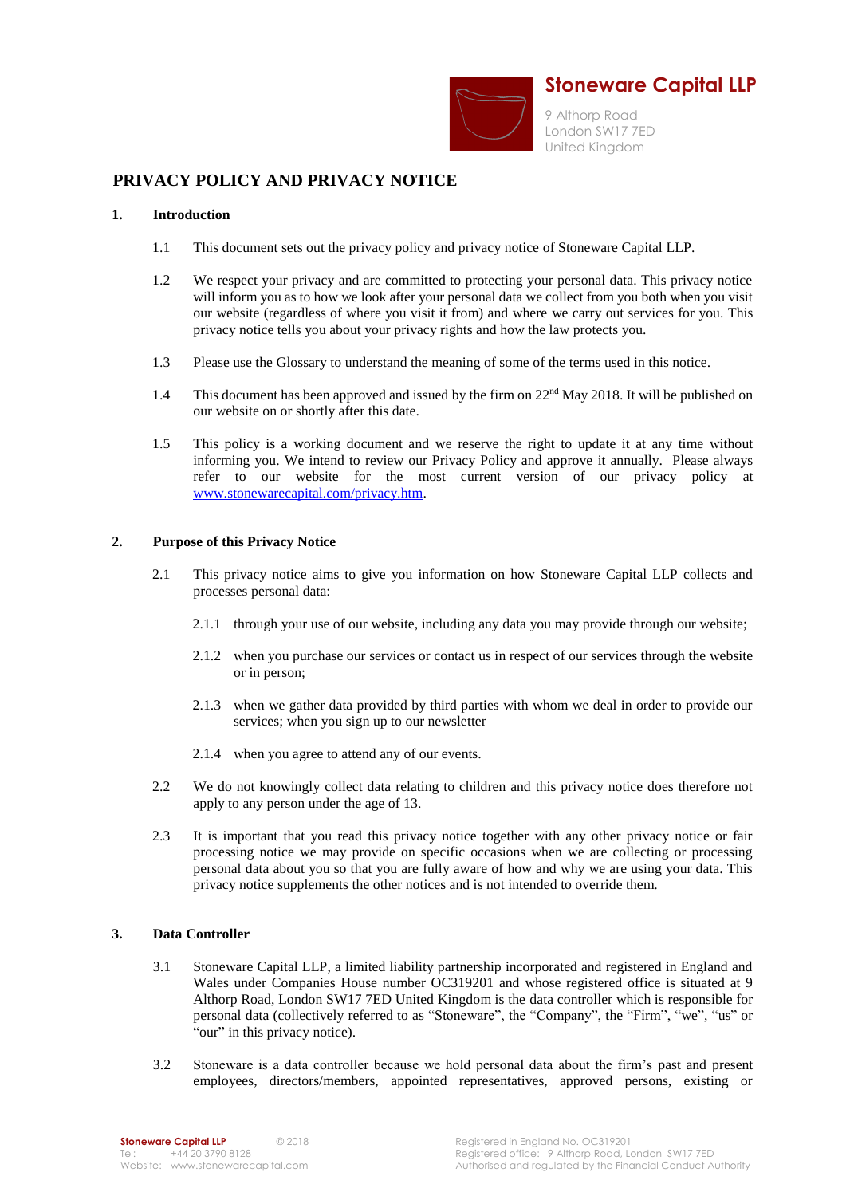**Stoneware Capital LLP**

9 Althorp Road
London SW17 7ED
United Kingdom

# PRIVACY POLICY AND PRIVACY NOTICE

## 1. Introduction

1.1 This document sets out the privacy policy and privacy notice of Stoneware Capital LLP.

1.2 We respect your privacy and are committed to protecting your personal data. This privacy notice will inform you as to how we look after your personal data we collect from you both when you visit our website (regardless of where you visit it from) and where we carry out services for you. This privacy notice tells you about your privacy rights and how the law protects you.

1.3 Please use the Glossary to understand the meaning of some of the terms used in this notice.

1.4 This document has been approved and issued by the firm on 22nd May 2018. It will be published on our website on or shortly after this date.

1.5 This policy is a working document and we reserve the right to update it at any time without informing you. We intend to review our Privacy Policy and approve it annually. Please always refer to our website for the most current version of our privacy policy at [www.stonewarecapital.com/privacy.htm](www.stonewarecapital.com/privacy.htm).

## 2. Purpose of this Privacy Notice

2.1 This privacy notice aims to give you information on how Stoneware Capital LLP collects and processes personal data:

2.1.1 through your use of our website, including any data you may provide through our website;

2.1.2 when you purchase our services or contact us in respect of our services through the website or in person;

2.1.3 when we gather data provided by third parties with whom we deal in order to provide our services; when you sign up to our newsletter

2.1.4 when you agree to attend any of our events.

2.2 We do not knowingly collect data relating to children and this privacy notice does therefore not apply to any person under the age of 13.

2.3 It is important that you read this privacy notice together with any other privacy notice or fair processing notice we may provide on specific occasions when we are collecting or processing personal data about you so that you are fully aware of how and why we are using your data. This privacy notice supplements the other notices and is not intended to override them.

## 3. Data Controller

3.1 Stoneware Capital LLP, a limited liability partnership incorporated and registered in England and Wales under Companies House number OC319201 and whose registered office is situated at 9 Althorp Road, London SW17 7ED United Kingdom is the data controller which is responsible for personal data (collectively referred to as "Stoneware", the "Company", the "Firm", "we", "us" or "our" in this privacy notice).

3.2 Stoneware is a data controller because we hold personal data about the firm's past and present employees, directors/members, appointed representatives, approved persons, existing or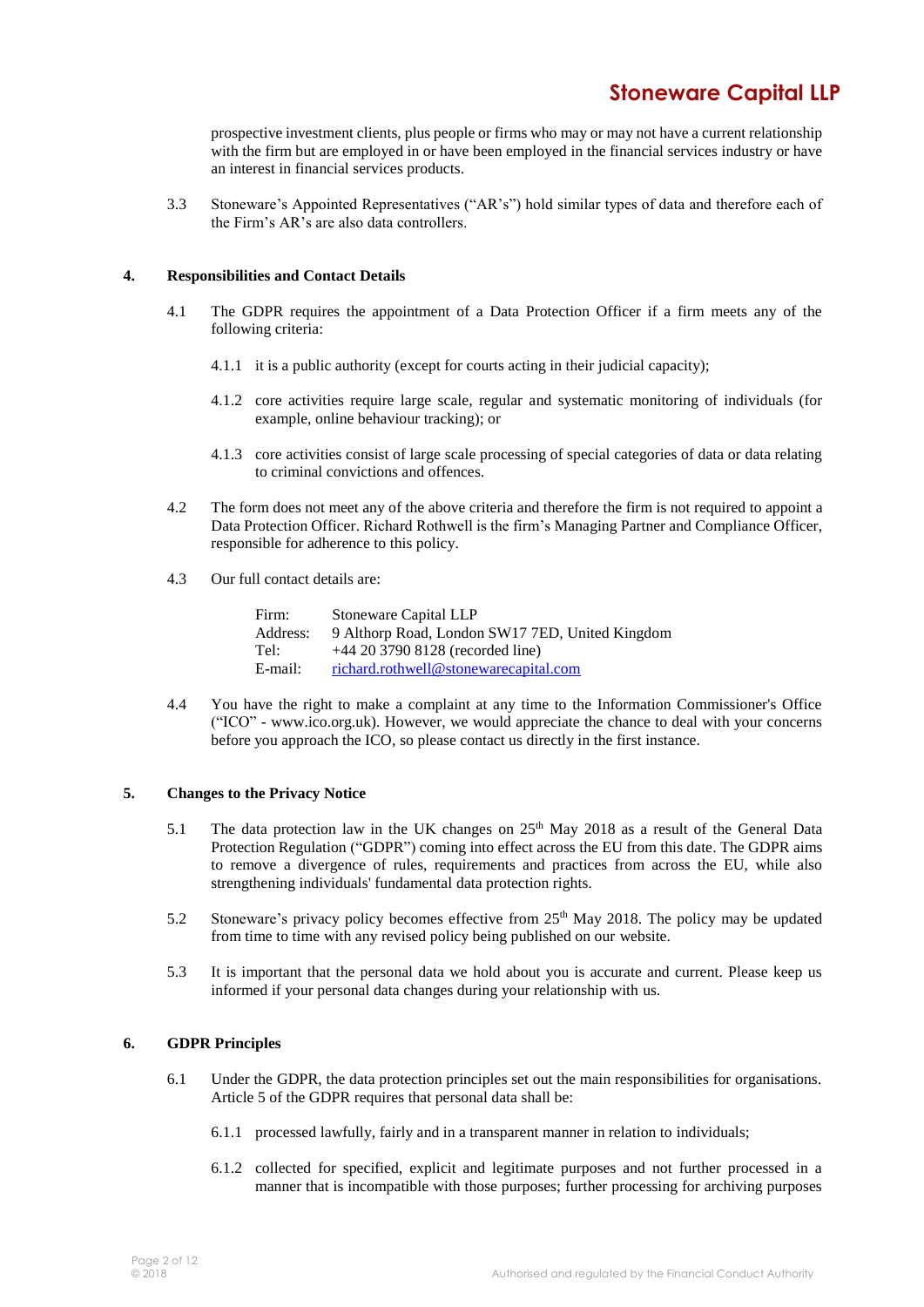prospective investment clients, plus people or firms who may or may not have a current relationship with the firm but are employed in or have been employed in the financial services industry or have an interest in financial services products.

3.3 Stoneware's Appointed Representatives ("AR's") hold similar types of data and therefore each of the Firm's AR's are also data controllers.

## 4. Responsibilities and Contact Details

4.1 The GDPR requires the appointment of a Data Protection Officer if a firm meets any of the following criteria:

4.1.1 it is a public authority (except for courts acting in their judicial capacity);

4.1.2 core activities require large scale, regular and systematic monitoring of individuals (for example, online behaviour tracking); or

4.1.3 core activities consist of large scale processing of special categories of data or data relating to criminal convictions and offences.

4.2 The form does not meet any of the above criteria and therefore the firm is not required to appoint a Data Protection Officer. Richard Rothwell is the firm's Managing Partner and Compliance Officer, responsible for adherence to this policy.

4.3 Our full contact details are:

Firm: Stoneware Capital LLP
Address: 9 Althorp Road, London SW17 7ED, United Kingdom
Tel: +44 20 3790 8128 (recorded line)
E-mail: richard.rothwell@stonewarecapital.com

4.4 You have the right to make a complaint at any time to the Information Commissioner's Office ("ICO" - www.ico.org.uk). However, we would appreciate the chance to deal with your concerns before you approach the ICO, so please contact us directly in the first instance.

## 5. Changes to the Privacy Notice

5.1 The data protection law in the UK changes on 25th May 2018 as a result of the General Data Protection Regulation ("GDPR") coming into effect across the EU from this date. The GDPR aims to remove a divergence of rules, requirements and practices from across the EU, while also strengthening individuals' fundamental data protection rights.

5.2 Stoneware's privacy policy becomes effective from 25th May 2018. The policy may be updated from time to time with any revised policy being published on our website.

5.3 It is important that the personal data we hold about you is accurate and current. Please keep us informed if your personal data changes during your relationship with us.

## 6. GDPR Principles

6.1 Under the GDPR, the data protection principles set out the main responsibilities for organisations. Article 5 of the GDPR requires that personal data shall be:

6.1.1 processed lawfully, fairly and in a transparent manner in relation to individuals;

6.1.2 collected for specified, explicit and legitimate purposes and not further processed in a manner that is incompatible with those purposes; further processing for archiving purposes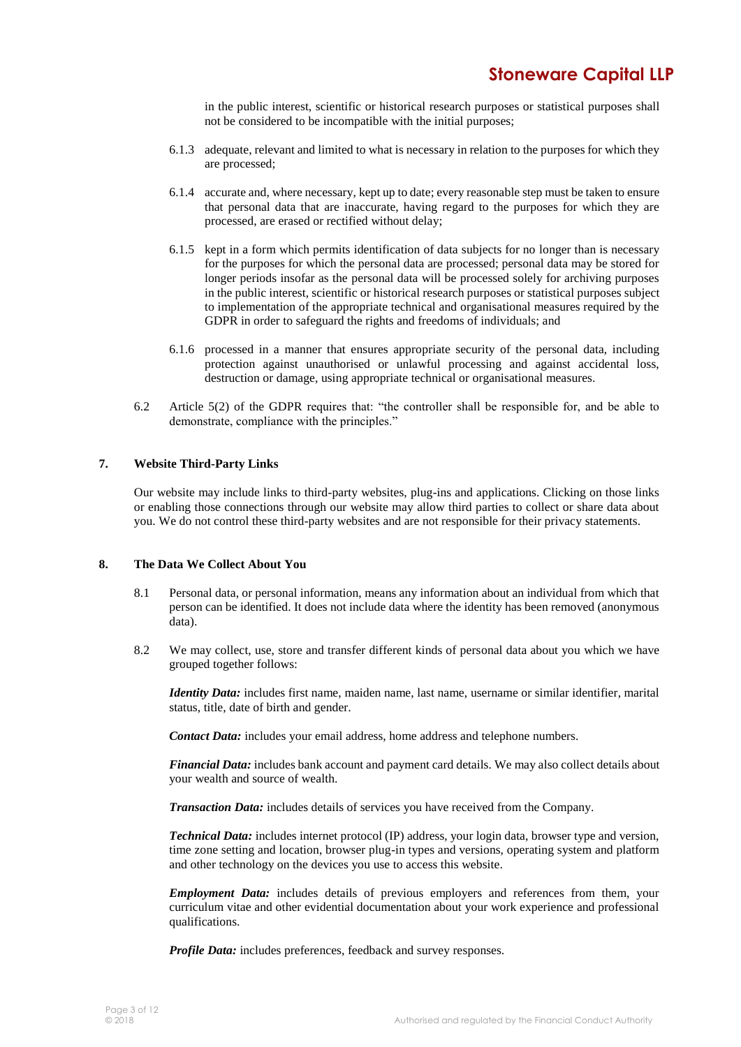in the public interest, scientific or historical research purposes or statistical purposes shall not be considered to be incompatible with the initial purposes;

6.1.3 adequate, relevant and limited to what is necessary in relation to the purposes for which they are processed;

6.1.4 accurate and, where necessary, kept up to date; every reasonable step must be taken to ensure that personal data that are inaccurate, having regard to the purposes for which they are processed, are erased or rectified without delay;

6.1.5 kept in a form which permits identification of data subjects for no longer than is necessary for the purposes for which the personal data are processed; personal data may be stored for longer periods insofar as the personal data will be processed solely for archiving purposes in the public interest, scientific or historical research purposes or statistical purposes subject to implementation of the appropriate technical and organisational measures required by the GDPR in order to safeguard the rights and freedoms of individuals; and

6.1.6 processed in a manner that ensures appropriate security of the personal data, including protection against unauthorised or unlawful processing and against accidental loss, destruction or damage, using appropriate technical or organisational measures.

6.2 Article 5(2) of the GDPR requires that: "the controller shall be responsible for, and be able to demonstrate, compliance with the principles."

## 7. Website Third-Party Links

Our website may include links to third-party websites, plug-ins and applications. Clicking on those links or enabling those connections through our website may allow third parties to collect or share data about you. We do not control these third-party websites and are not responsible for their privacy statements.

## 8. The Data We Collect About You

8.1 Personal data, or personal information, means any information about an individual from which that person can be identified. It does not include data where the identity has been removed (anonymous data).

8.2 We may collect, use, store and transfer different kinds of personal data about you which we have grouped together follows:

***Identity Data:*** includes first name, maiden name, last name, username or similar identifier, marital status, title, date of birth and gender.

***Contact Data:*** includes your email address, home address and telephone numbers.

***Financial Data:*** includes bank account and payment card details. We may also collect details about your wealth and source of wealth.

***Transaction Data:*** includes details of services you have received from the Company.

***Technical Data:*** includes internet protocol (IP) address, your login data, browser type and version, time zone setting and location, browser plug-in types and versions, operating system and platform and other technology on the devices you use to access this website.

***Employment Data:*** includes details of previous employers and references from them, your curriculum vitae and other evidential documentation about your work experience and professional qualifications.

***Profile Data:*** includes preferences, feedback and survey responses.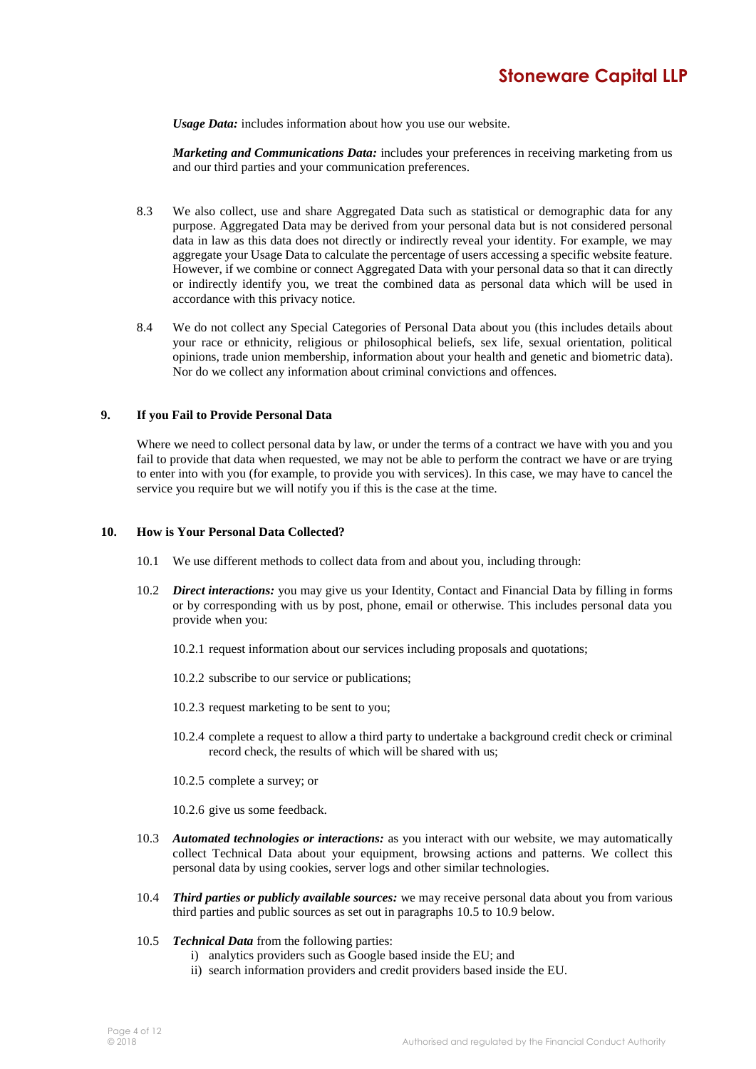***Usage Data:*** includes information about how you use our website.

***Marketing and Communications Data:*** includes your preferences in receiving marketing from us and our third parties and your communication preferences.

8.3 We also collect, use and share Aggregated Data such as statistical or demographic data for any purpose. Aggregated Data may be derived from your personal data but is not considered personal data in law as this data does not directly or indirectly reveal your identity. For example, we may aggregate your Usage Data to calculate the percentage of users accessing a specific website feature. However, if we combine or connect Aggregated Data with your personal data so that it can directly or indirectly identify you, we treat the combined data as personal data which will be used in accordance with this privacy notice.

8.4 We do not collect any Special Categories of Personal Data about you (this includes details about your race or ethnicity, religious or philosophical beliefs, sex life, sexual orientation, political opinions, trade union membership, information about your health and genetic and biometric data). Nor do we collect any information about criminal convictions and offences.

## 9. If you Fail to Provide Personal Data

Where we need to collect personal data by law, or under the terms of a contract we have with you and you fail to provide that data when requested, we may not be able to perform the contract we have or are trying to enter into with you (for example, to provide you with services). In this case, we may have to cancel the service you require but we will notify you if this is the case at the time.

## 10. How is Your Personal Data Collected?

10.1 We use different methods to collect data from and about you, including through:

10.2 ***Direct interactions:*** you may give us your Identity, Contact and Financial Data by filling in forms or by corresponding with us by post, phone, email or otherwise. This includes personal data you provide when you:

10.2.1 request information about our services including proposals and quotations;

10.2.2 subscribe to our service or publications;

10.2.3 request marketing to be sent to you;

10.2.4 complete a request to allow a third party to undertake a background credit check or criminal record check, the results of which will be shared with us;

10.2.5 complete a survey; or

10.2.6 give us some feedback.

10.3 ***Automated technologies or interactions:*** as you interact with our website, we may automatically collect Technical Data about your equipment, browsing actions and patterns. We collect this personal data by using cookies, server logs and other similar technologies.

10.4 ***Third parties or publicly available sources:*** we may receive personal data about you from various third parties and public sources as set out in paragraphs 10.5 to 10.9 below.

10.5 ***Technical Data*** from the following parties:

i) analytics providers such as Google based inside the EU; and
ii) search information providers and credit providers based inside the EU.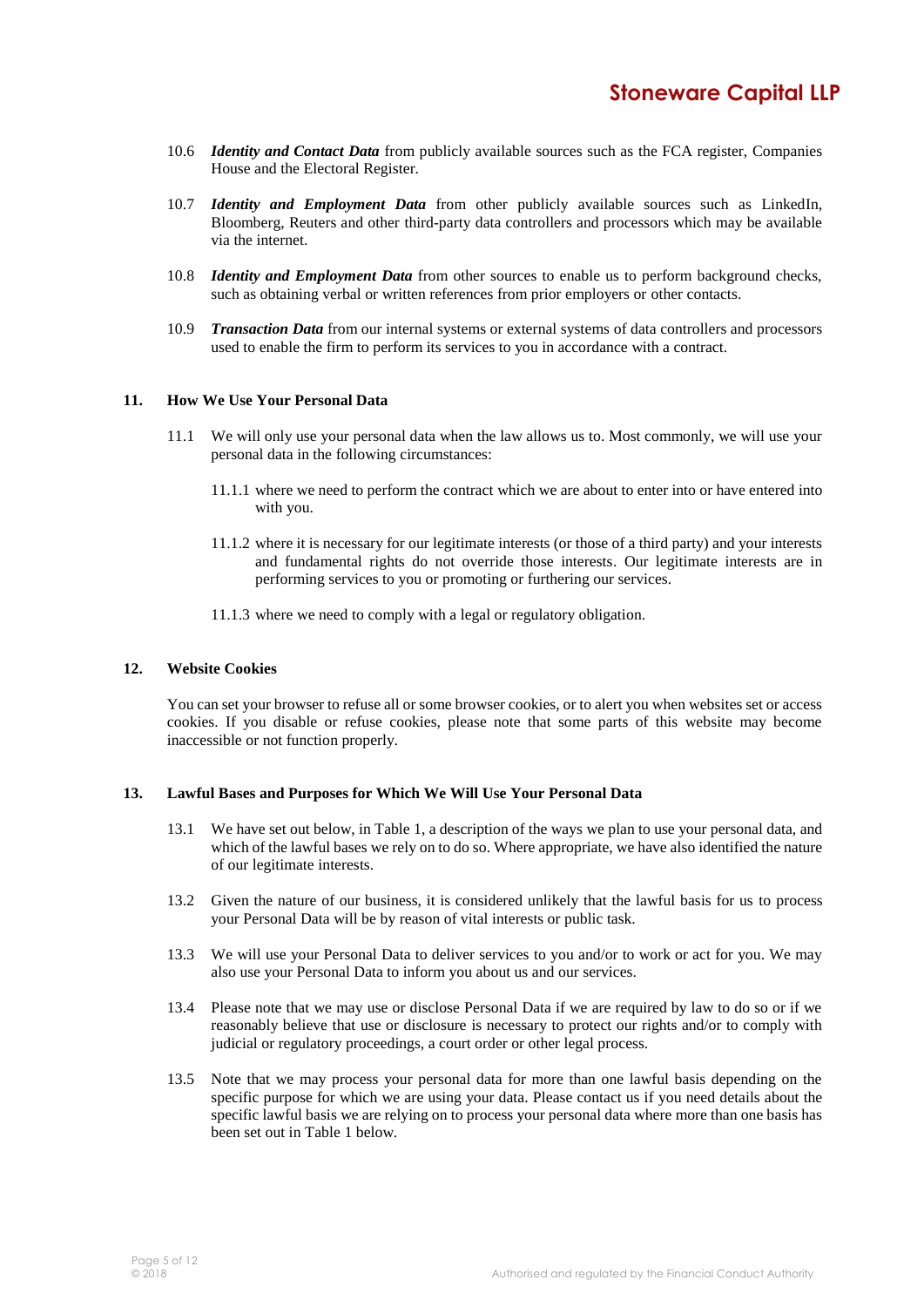10.6 ***Identity and Contact Data*** from publicly available sources such as the FCA register, Companies House and the Electoral Register.

10.7 ***Identity and Employment Data*** from other publicly available sources such as LinkedIn, Bloomberg, Reuters and other third-party data controllers and processors which may be available via the internet.

10.8 ***Identity and Employment Data*** from other sources to enable us to perform background checks, such as obtaining verbal or written references from prior employers or other contacts.

10.9 ***Transaction Data*** from our internal systems or external systems of data controllers and processors used to enable the firm to perform its services to you in accordance with a contract.

## 11. How We Use Your Personal Data

11.1 We will only use your personal data when the law allows us to. Most commonly, we will use your personal data in the following circumstances:

11.1.1 where we need to perform the contract which we are about to enter into or have entered into with you.

11.1.2 where it is necessary for our legitimate interests (or those of a third party) and your interests and fundamental rights do not override those interests. Our legitimate interests are in performing services to you or promoting or furthering our services.

11.1.3 where we need to comply with a legal or regulatory obligation.

## 12. Website Cookies

You can set your browser to refuse all or some browser cookies, or to alert you when websites set or access cookies. If you disable or refuse cookies, please note that some parts of this website may become inaccessible or not function properly.

## 13. Lawful Bases and Purposes for Which We Will Use Your Personal Data

13.1 We have set out below, in Table 1, a description of the ways we plan to use your personal data, and which of the lawful bases we rely on to do so. Where appropriate, we have also identified the nature of our legitimate interests.

13.2 Given the nature of our business, it is considered unlikely that the lawful basis for us to process your Personal Data will be by reason of vital interests or public task.

13.3 We will use your Personal Data to deliver services to you and/or to work or act for you. We may also use your Personal Data to inform you about us and our services.

13.4 Please note that we may use or disclose Personal Data if we are required by law to do so or if we reasonably believe that use or disclosure is necessary to protect our rights and/or to comply with judicial or regulatory proceedings, a court order or other legal process.

13.5 Note that we may process your personal data for more than one lawful basis depending on the specific purpose for which we are using your data. Please contact us if you need details about the specific lawful basis we are relying on to process your personal data where more than one basis has been set out in Table 1 below.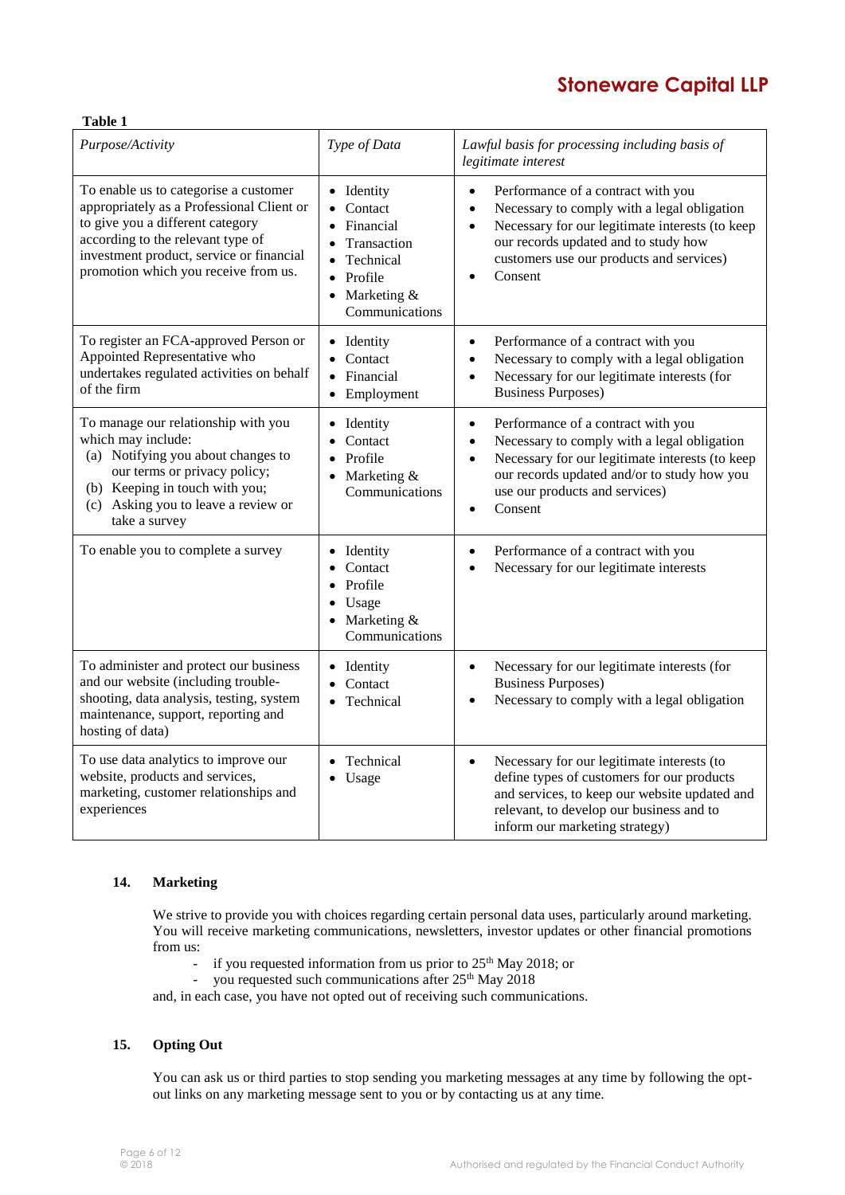**Table 1**

| *Purpose/Activity* | *Type of Data* | *Lawful basis for processing including basis of legitimate interest* |
|---|---|---|
| To enable us to categorise a customer appropriately as a Professional Client or to give you a different category according to the relevant type of investment product, service or financial promotion which you receive from us. | • Identity<br>• Contact<br>• Financial<br>• Transaction<br>• Technical<br>• Profile<br>• Marketing & Communications | • Performance of a contract with you<br>• Necessary to comply with a legal obligation<br>• Necessary for our legitimate interests (to keep our records updated and to study how customers use our products and services)<br>• Consent |
| To register an FCA-approved Person or Appointed Representative who undertakes regulated activities on behalf of the firm | • Identity<br>• Contact<br>• Financial<br>• Employment | • Performance of a contract with you<br>• Necessary to comply with a legal obligation<br>• Necessary for our legitimate interests (for Business Purposes) |
| To manage our relationship with you which may include:<br>(a) Notifying you about changes to our terms or privacy policy;<br>(b) Keeping in touch with you;<br>(c) Asking you to leave a review or take a survey | • Identity<br>• Contact<br>• Profile<br>• Marketing & Communications | • Performance of a contract with you<br>• Necessary to comply with a legal obligation<br>• Necessary for our legitimate interests (to keep our records updated and/or to study how you use our products and services)<br>• Consent |
| To enable you to complete a survey | • Identity<br>• Contact<br>• Profile<br>• Usage<br>• Marketing & Communications | • Performance of a contract with you<br>• Necessary for our legitimate interests |
| To administer and protect our business and our website (including trouble-shooting, data analysis, testing, system maintenance, support, reporting and hosting of data) | • Identity<br>• Contact<br>• Technical | • Necessary for our legitimate interests (for Business Purposes)<br>• Necessary to comply with a legal obligation |
| To use data analytics to improve our website, products and services, marketing, customer relationships and experiences | • Technical<br>• Usage | • Necessary for our legitimate interests (to define types of customers for our products and services, to keep our website updated and relevant, to develop our business and to inform our marketing strategy) |

## 14. Marketing

We strive to provide you with choices regarding certain personal data uses, particularly around marketing. You will receive marketing communications, newsletters, investor updates or other financial promotions from us:

- if you requested information from us prior to 25th May 2018; or
- you requested such communications after 25th May 2018

and, in each case, you have not opted out of receiving such communications.

## 15. Opting Out

You can ask us or third parties to stop sending you marketing messages at any time by following the opt-out links on any marketing message sent to you or by contacting us at any time.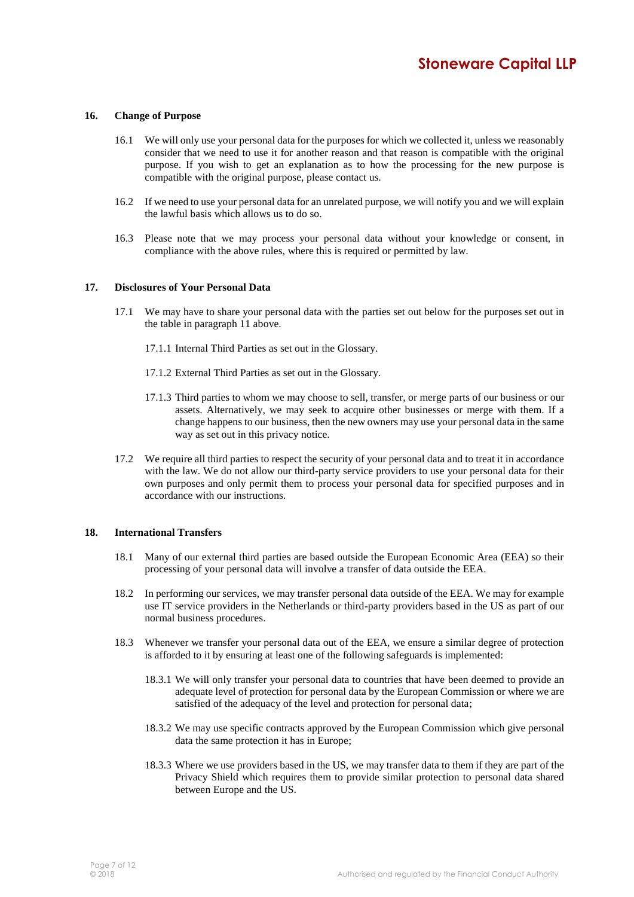## 16. Change of Purpose

16.1 We will only use your personal data for the purposes for which we collected it, unless we reasonably consider that we need to use it for another reason and that reason is compatible with the original purpose. If you wish to get an explanation as to how the processing for the new purpose is compatible with the original purpose, please contact us.

16.2 If we need to use your personal data for an unrelated purpose, we will notify you and we will explain the lawful basis which allows us to do so.

16.3 Please note that we may process your personal data without your knowledge or consent, in compliance with the above rules, where this is required or permitted by law.

## 17. Disclosures of Your Personal Data

17.1 We may have to share your personal data with the parties set out below for the purposes set out in the table in paragraph 11 above.

17.1.1 Internal Third Parties as set out in the Glossary.

17.1.2 External Third Parties as set out in the Glossary.

17.1.3 Third parties to whom we may choose to sell, transfer, or merge parts of our business or our assets. Alternatively, we may seek to acquire other businesses or merge with them. If a change happens to our business, then the new owners may use your personal data in the same way as set out in this privacy notice.

17.2 We require all third parties to respect the security of your personal data and to treat it in accordance with the law. We do not allow our third-party service providers to use your personal data for their own purposes and only permit them to process your personal data for specified purposes and in accordance with our instructions.

## 18. International Transfers

18.1 Many of our external third parties are based outside the European Economic Area (EEA) so their processing of your personal data will involve a transfer of data outside the EEA.

18.2 In performing our services, we may transfer personal data outside of the EEA. We may for example use IT service providers in the Netherlands or third-party providers based in the US as part of our normal business procedures.

18.3 Whenever we transfer your personal data out of the EEA, we ensure a similar degree of protection is afforded to it by ensuring at least one of the following safeguards is implemented:

18.3.1 We will only transfer your personal data to countries that have been deemed to provide an adequate level of protection for personal data by the European Commission or where we are satisfied of the adequacy of the level and protection for personal data;

18.3.2 We may use specific contracts approved by the European Commission which give personal data the same protection it has in Europe;

18.3.3 Where we use providers based in the US, we may transfer data to them if they are part of the Privacy Shield which requires them to provide similar protection to personal data shared between Europe and the US.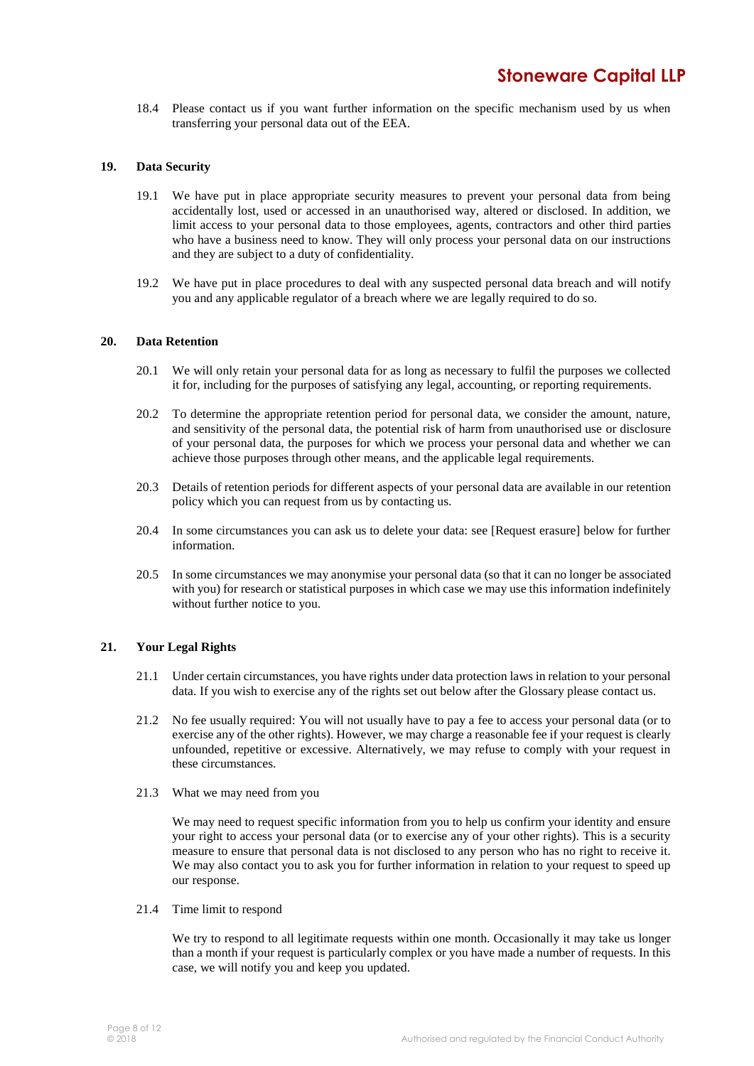18.4 Please contact us if you want further information on the specific mechanism used by us when transferring your personal data out of the EEA.

## 19. Data Security

19.1 We have put in place appropriate security measures to prevent your personal data from being accidentally lost, used or accessed in an unauthorised way, altered or disclosed. In addition, we limit access to your personal data to those employees, agents, contractors and other third parties who have a business need to know. They will only process your personal data on our instructions and they are subject to a duty of confidentiality.

19.2 We have put in place procedures to deal with any suspected personal data breach and will notify you and any applicable regulator of a breach where we are legally required to do so.

## 20. Data Retention

20.1 We will only retain your personal data for as long as necessary to fulfil the purposes we collected it for, including for the purposes of satisfying any legal, accounting, or reporting requirements.

20.2 To determine the appropriate retention period for personal data, we consider the amount, nature, and sensitivity of the personal data, the potential risk of harm from unauthorised use or disclosure of your personal data, the purposes for which we process your personal data and whether we can achieve those purposes through other means, and the applicable legal requirements.

20.3 Details of retention periods for different aspects of your personal data are available in our retention policy which you can request from us by contacting us.

20.4 In some circumstances you can ask us to delete your data: see [Request erasure] below for further information.

20.5 In some circumstances we may anonymise your personal data (so that it can no longer be associated with you) for research or statistical purposes in which case we may use this information indefinitely without further notice to you.

## 21. Your Legal Rights

21.1 Under certain circumstances, you have rights under data protection laws in relation to your personal data. If you wish to exercise any of the rights set out below after the Glossary please contact us.

21.2 No fee usually required: You will not usually have to pay a fee to access your personal data (or to exercise any of the other rights). However, we may charge a reasonable fee if your request is clearly unfounded, repetitive or excessive. Alternatively, we may refuse to comply with your request in these circumstances.

21.3 What we may need from you

We may need to request specific information from you to help us confirm your identity and ensure your right to access your personal data (or to exercise any of your other rights). This is a security measure to ensure that personal data is not disclosed to any person who has no right to receive it. We may also contact you to ask you for further information in relation to your request to speed up our response.

21.4 Time limit to respond

We try to respond to all legitimate requests within one month. Occasionally it may take us longer than a month if your request is particularly complex or you have made a number of requests. In this case, we will notify you and keep you updated.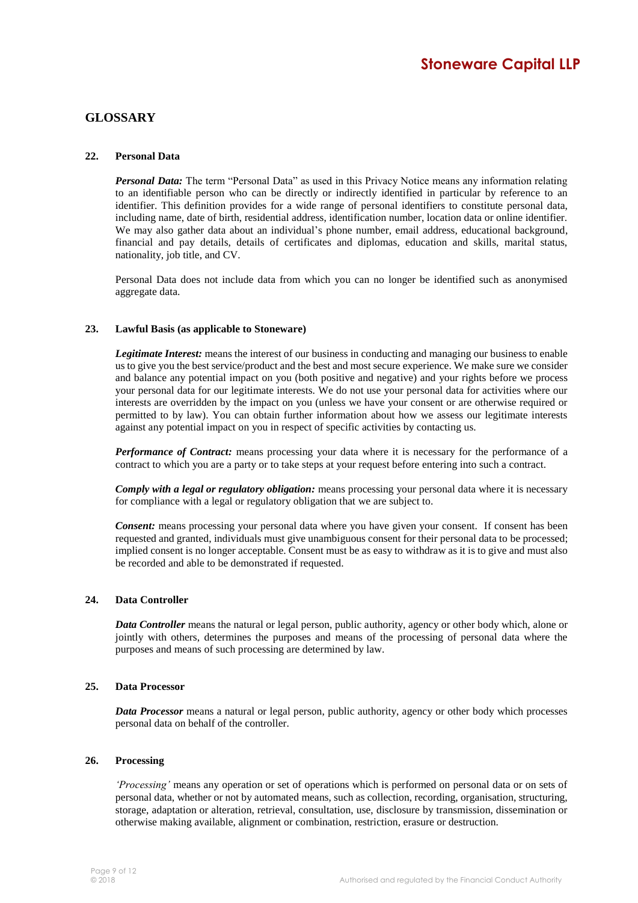## GLOSSARY

### 22. Personal Data

***Personal Data:*** The term "Personal Data" as used in this Privacy Notice means any information relating to an identifiable person who can be directly or indirectly identified in particular by reference to an identifier. This definition provides for a wide range of personal identifiers to constitute personal data, including name, date of birth, residential address, identification number, location data or online identifier. We may also gather data about an individual's phone number, email address, educational background, financial and pay details, details of certificates and diplomas, education and skills, marital status, nationality, job title, and CV.

Personal Data does not include data from which you can no longer be identified such as anonymised aggregate data.

### 23. Lawful Basis (as applicable to Stoneware)

***Legitimate Interest:*** means the interest of our business in conducting and managing our business to enable us to give you the best service/product and the best and most secure experience. We make sure we consider and balance any potential impact on you (both positive and negative) and your rights before we process your personal data for our legitimate interests. We do not use your personal data for activities where our interests are overridden by the impact on you (unless we have your consent or are otherwise required or permitted to by law). You can obtain further information about how we assess our legitimate interests against any potential impact on you in respect of specific activities by contacting us.

***Performance of Contract:*** means processing your data where it is necessary for the performance of a contract to which you are a party or to take steps at your request before entering into such a contract.

***Comply with a legal or regulatory obligation:*** means processing your personal data where it is necessary for compliance with a legal or regulatory obligation that we are subject to.

***Consent:*** means processing your personal data where you have given your consent. If consent has been requested and granted, individuals must give unambiguous consent for their personal data to be processed; implied consent is no longer acceptable. Consent must be as easy to withdraw as it is to give and must also be recorded and able to be demonstrated if requested.

### 24. Data Controller

***Data Controller*** means the natural or legal person, public authority, agency or other body which, alone or jointly with others, determines the purposes and means of the processing of personal data where the purposes and means of such processing are determined by law.

### 25. Data Processor

***Data Processor*** means a natural or legal person, public authority, agency or other body which processes personal data on behalf of the controller.

### 26. Processing

*'Processing'* means any operation or set of operations which is performed on personal data or on sets of personal data, whether or not by automated means, such as collection, recording, organisation, structuring, storage, adaptation or alteration, retrieval, consultation, use, disclosure by transmission, dissemination or otherwise making available, alignment or combination, restriction, erasure or destruction.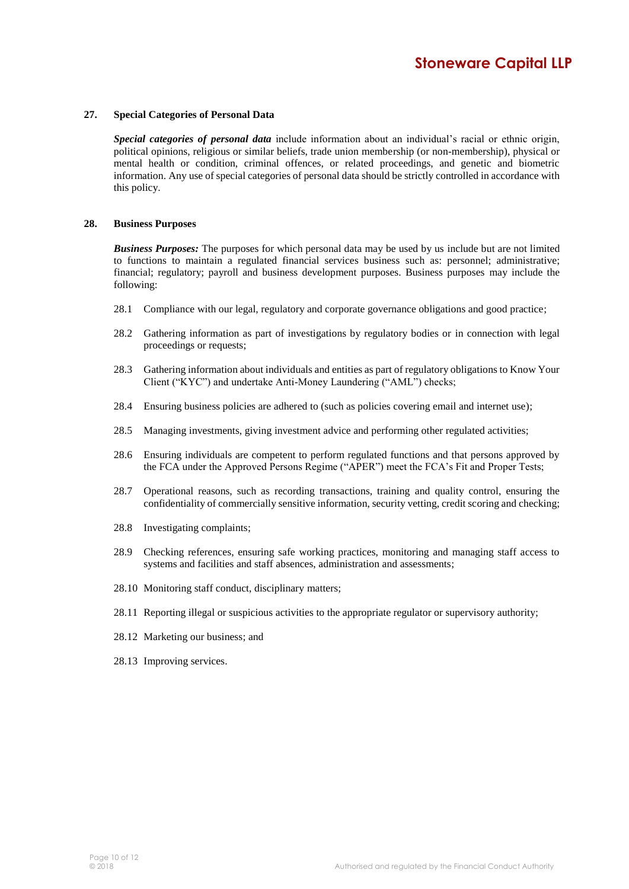## 27. Special Categories of Personal Data

***Special categories of personal data*** include information about an individual's racial or ethnic origin, political opinions, religious or similar beliefs, trade union membership (or non-membership), physical or mental health or condition, criminal offences, or related proceedings, and genetic and biometric information. Any use of special categories of personal data should be strictly controlled in accordance with this policy.

## 28. Business Purposes

***Business Purposes:*** The purposes for which personal data may be used by us include but are not limited to functions to maintain a regulated financial services business such as: personnel; administrative; financial; regulatory; payroll and business development purposes. Business purposes may include the following:

28.1 Compliance with our legal, regulatory and corporate governance obligations and good practice;

28.2 Gathering information as part of investigations by regulatory bodies or in connection with legal proceedings or requests;

28.3 Gathering information about individuals and entities as part of regulatory obligations to Know Your Client ("KYC") and undertake Anti-Money Laundering ("AML") checks;

28.4 Ensuring business policies are adhered to (such as policies covering email and internet use);

28.5 Managing investments, giving investment advice and performing other regulated activities;

28.6 Ensuring individuals are competent to perform regulated functions and that persons approved by the FCA under the Approved Persons Regime ("APER") meet the FCA's Fit and Proper Tests;

28.7 Operational reasons, such as recording transactions, training and quality control, ensuring the confidentiality of commercially sensitive information, security vetting, credit scoring and checking;

28.8 Investigating complaints;

28.9 Checking references, ensuring safe working practices, monitoring and managing staff access to systems and facilities and staff absences, administration and assessments;

28.10 Monitoring staff conduct, disciplinary matters;

28.11 Reporting illegal or suspicious activities to the appropriate regulator or supervisory authority;

28.12 Marketing our business; and

28.13 Improving services.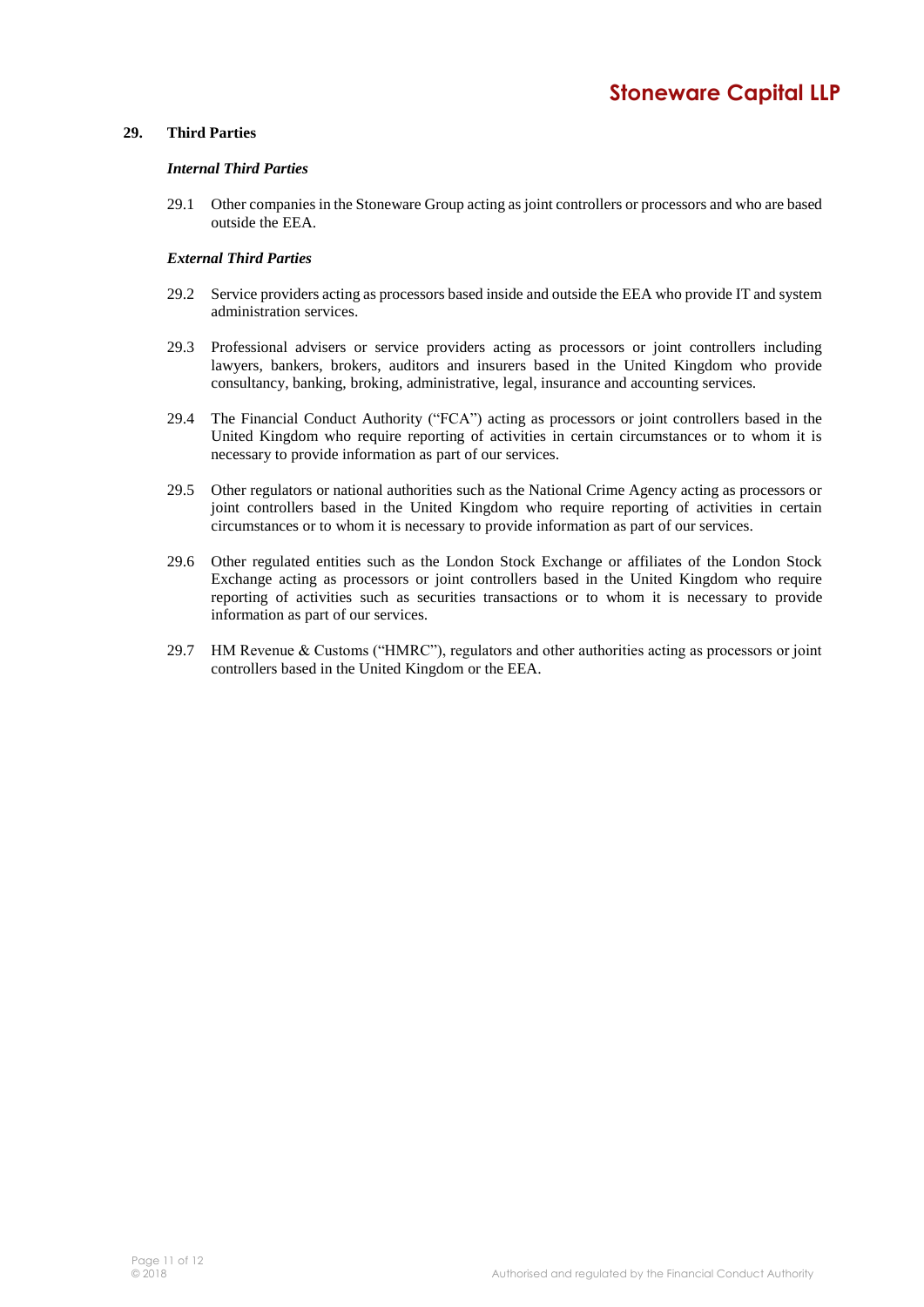## 29. Third Parties

***Internal Third Parties***

29.1 Other companies in the Stoneware Group acting as joint controllers or processors and who are based outside the EEA.

***External Third Parties***

29.2 Service providers acting as processors based inside and outside the EEA who provide IT and system administration services.

29.3 Professional advisers or service providers acting as processors or joint controllers including lawyers, bankers, brokers, auditors and insurers based in the United Kingdom who provide consultancy, banking, broking, administrative, legal, insurance and accounting services.

29.4 The Financial Conduct Authority ("FCA") acting as processors or joint controllers based in the United Kingdom who require reporting of activities in certain circumstances or to whom it is necessary to provide information as part of our services.

29.5 Other regulators or national authorities such as the National Crime Agency acting as processors or joint controllers based in the United Kingdom who require reporting of activities in certain circumstances or to whom it is necessary to provide information as part of our services.

29.6 Other regulated entities such as the London Stock Exchange or affiliates of the London Stock Exchange acting as processors or joint controllers based in the United Kingdom who require reporting of activities such as securities transactions or to whom it is necessary to provide information as part of our services.

29.7 HM Revenue & Customs ("HMRC"), regulators and other authorities acting as processors or joint controllers based in the United Kingdom or the EEA.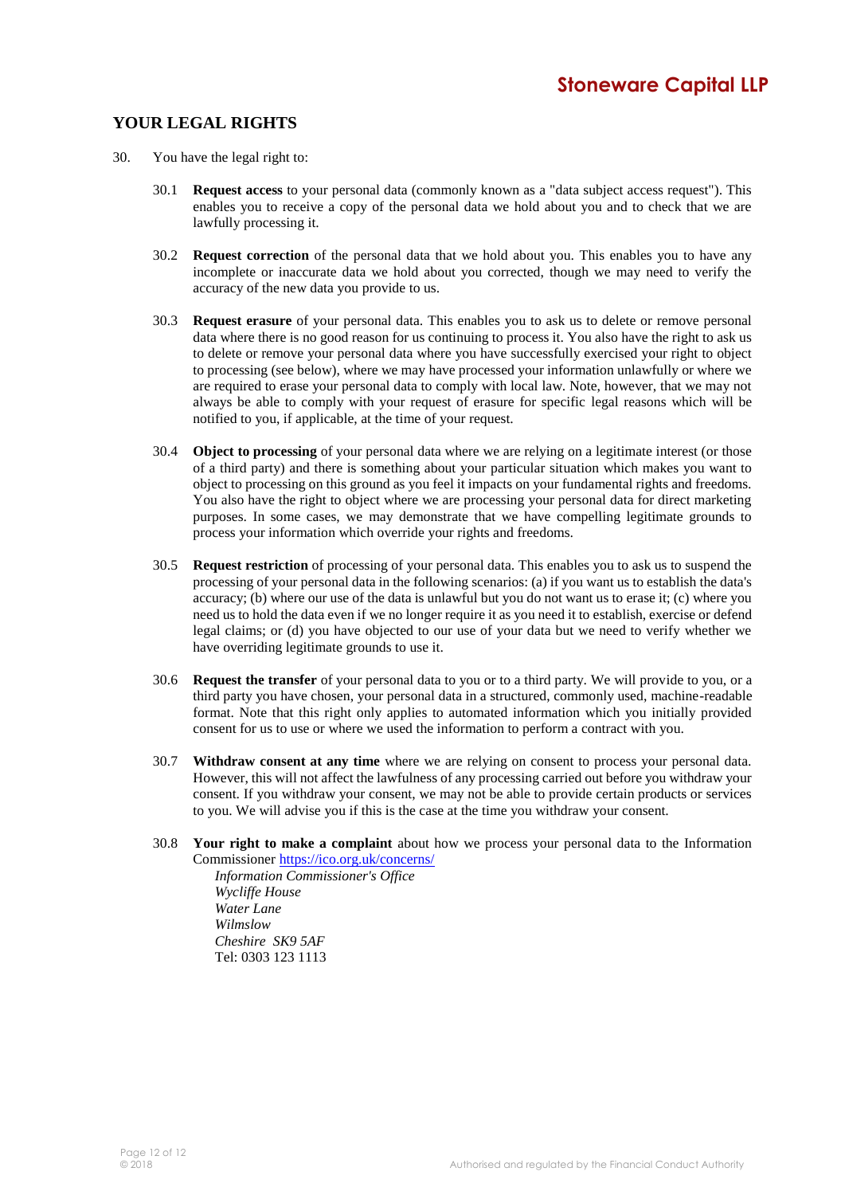## YOUR LEGAL RIGHTS

30. You have the legal right to:

    30.1 **Request access** to your personal data (commonly known as a "data subject access request"). This enables you to receive a copy of the personal data we hold about you and to check that we are lawfully processing it.

    30.2 **Request correction** of the personal data that we hold about you. This enables you to have any incomplete or inaccurate data we hold about you corrected, though we may need to verify the accuracy of the new data you provide to us.

    30.3 **Request erasure** of your personal data. This enables you to ask us to delete or remove personal data where there is no good reason for us continuing to process it. You also have the right to ask us to delete or remove your personal data where you have successfully exercised your right to object to processing (see below), where we may have processed your information unlawfully or where we are required to erase your personal data to comply with local law. Note, however, that we may not always be able to comply with your request of erasure for specific legal reasons which will be notified to you, if applicable, at the time of your request.

    30.4 **Object to processing** of your personal data where we are relying on a legitimate interest (or those of a third party) and there is something about your particular situation which makes you want to object to processing on this ground as you feel it impacts on your fundamental rights and freedoms. You also have the right to object where we are processing your personal data for direct marketing purposes. In some cases, we may demonstrate that we have compelling legitimate grounds to process your information which override your rights and freedoms.

    30.5 **Request restriction** of processing of your personal data. This enables you to ask us to suspend the processing of your personal data in the following scenarios: (a) if you want us to establish the data's accuracy; (b) where our use of the data is unlawful but you do not want us to erase it; (c) where you need us to hold the data even if we no longer require it as you need it to establish, exercise or defend legal claims; or (d) you have objected to our use of your data but we need to verify whether we have overriding legitimate grounds to use it.

    30.6 **Request the transfer** of your personal data to you or to a third party. We will provide to you, or a third party you have chosen, your personal data in a structured, commonly used, machine-readable format. Note that this right only applies to automated information which you initially provided consent for us to use or where we used the information to perform a contract with you.

    30.7 **Withdraw consent at any time** where we are relying on consent to process your personal data. However, this will not affect the lawfulness of any processing carried out before you withdraw your consent. If you withdraw your consent, we may not be able to provide certain products or services to you. We will advise you if this is the case at the time you withdraw your consent.

    30.8 **Your right to make a complaint** about how we process your personal data to the Information Commissioner [https://ico.org.uk/concerns/](https://ico.org.uk/concerns/)

    *Information Commissioner's Office*
    *Wycliffe House*
    *Water Lane*
    *Wilmslow*
    *Cheshire SK9 5AF*
    Tel: 0303 123 1113